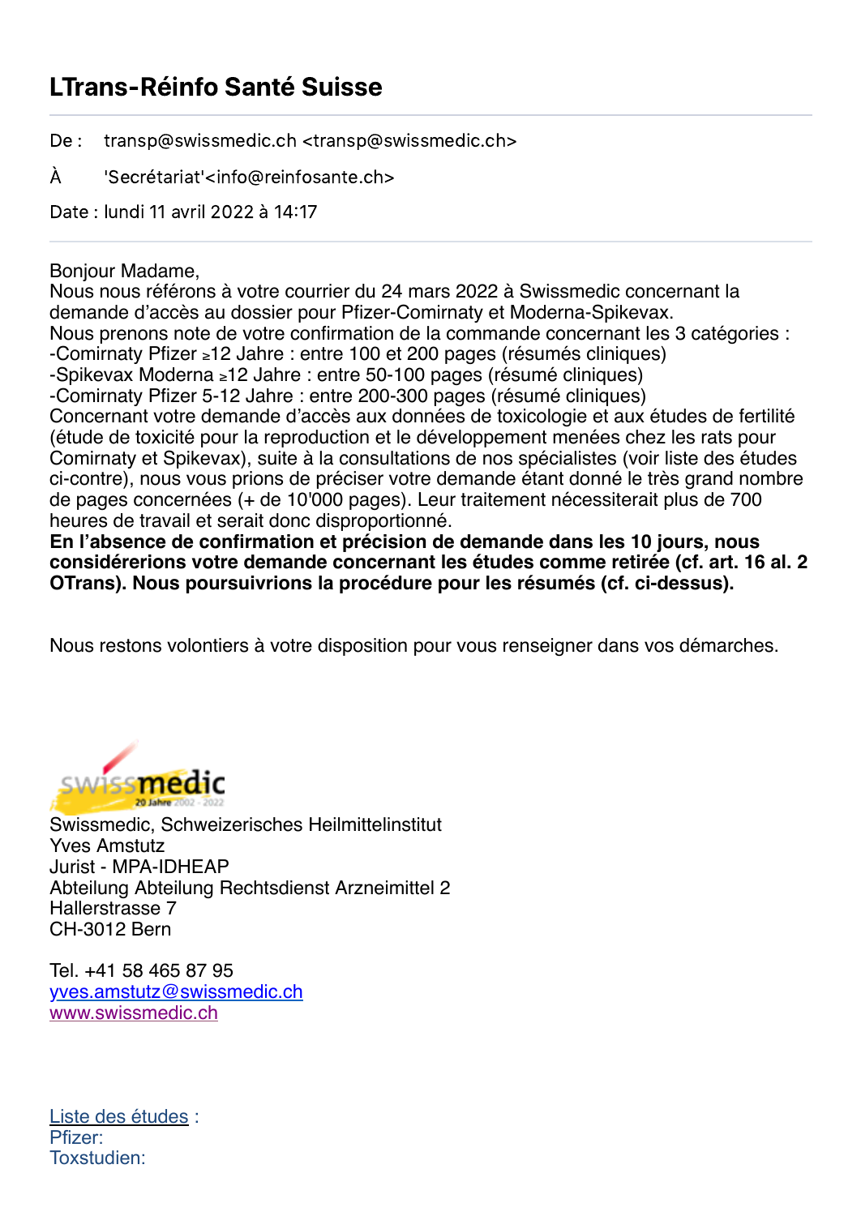# LTrans-Réinfo Santé Suisse

De : transp@swissmedic.ch <transp@swissmedic.ch>

À 'Secrétariat'<info@reinfosante.ch>

Date : lundi 11 avril 2022 à 14:17

---

Bonjour Madame,
Nous nous référons à votre courrier du 24 mars 2022 à Swissmedic concernant la demande d'accès au dossier pour Pfizer-Comirnaty et Moderna-Spikevax.
Nous prenons note de votre confirmation de la commande concernant les 3 catégories :
-Comirnaty Pfizer ≥12 Jahre : entre 100 et 200 pages (résumés cliniques)
-Spikevax Moderna ≥12 Jahre : entre 50-100 pages (résumé cliniques)
-Comirnaty Pfizer 5-12 Jahre : entre 200-300 pages (résumé cliniques)
Concernant votre demande d'accès aux données de toxicologie et aux études de fertilité (étude de toxicité pour la reproduction et le développement menées chez les rats pour Comirnaty et Spikevax), suite à la consultations de nos spécialistes (voir liste des études ci-contre), nous vous prions de préciser votre demande étant donné le très grand nombre de pages concernées (+ de 10'000 pages). Leur traitement nécessiterait plus de 700 heures de travail et serait donc disproportionné.
**En l'absence de confirmation et précision de demande dans les 10 jours, nous considérerions votre demande concernant les études comme retirée (cf. art. 16 al. 2 OTrans). Nous poursuivrions la procédure pour les résumés (cf. ci-dessus).**

Nous restons volontiers à votre disposition pour vous renseigner dans vos démarches.

swissmedic 20 Jahre 2002 - 2022

Swissmedic, Schweizerisches Heilmittelinstitut
Yves Amstutz
Jurist - MPA-IDHEAP
Abteilung Abteilung Rechtsdienst Arzneimittel 2
Hallerstrasse 7
CH-3012 Bern

Tel. +41 58 465 87 95
yves.amstutz@swissmedic.ch
www.swissmedic.ch

Liste des études :
Pfizer:
Toxstudien: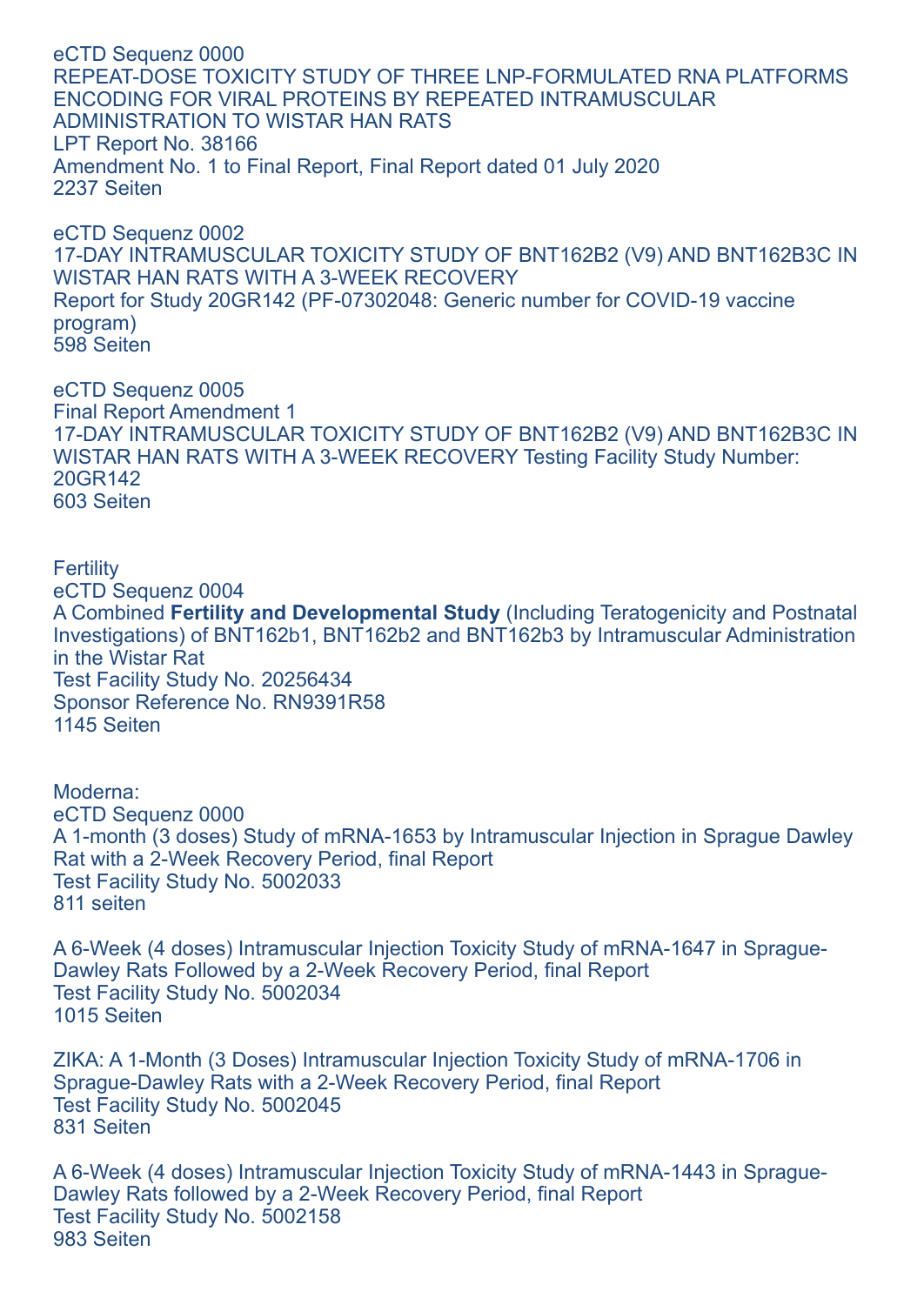eCTD Sequenz 0000
REPEAT-DOSE TOXICITY STUDY OF THREE LNP-FORMULATED RNA PLATFORMS ENCODING FOR VIRAL PROTEINS BY REPEATED INTRAMUSCULAR ADMINISTRATION TO WISTAR HAN RATS
LPT Report No. 38166
Amendment No. 1 to Final Report, Final Report dated 01 July 2020
2237 Seiten

eCTD Sequenz 0002
17-DAY INTRAMUSCULAR TOXICITY STUDY OF BNT162B2 (V9) AND BNT162B3C IN WISTAR HAN RATS WITH A 3-WEEK RECOVERY
Report for Study 20GR142 (PF-07302048: Generic number for COVID-19 vaccine program)
598 Seiten

eCTD Sequenz 0005
Final Report Amendment 1
17-DAY INTRAMUSCULAR TOXICITY STUDY OF BNT162B2 (V9) AND BNT162B3C IN WISTAR HAN RATS WITH A 3-WEEK RECOVERY Testing Facility Study Number: 20GR142
603 Seiten

Fertility
eCTD Sequenz 0004
A Combined **Fertility and Developmental Study** (Including Teratogenicity and Postnatal Investigations) of BNT162b1, BNT162b2 and BNT162b3 by Intramuscular Administration in the Wistar Rat
Test Facility Study No. 20256434
Sponsor Reference No. RN9391R58
1145 Seiten

Moderna:
eCTD Sequenz 0000
A 1-month (3 doses) Study of mRNA-1653 by Intramuscular Injection in Sprague Dawley Rat with a 2-Week Recovery Period, final Report
Test Facility Study No. 5002033
811 seiten

A 6-Week (4 doses) Intramuscular Injection Toxicity Study of mRNA-1647 in Sprague-Dawley Rats Followed by a 2-Week Recovery Period, final Report
Test Facility Study No. 5002034
1015 Seiten

ZIKA: A 1-Month (3 Doses) Intramuscular Injection Toxicity Study of mRNA-1706 in Sprague-Dawley Rats with a 2-Week Recovery Period, final Report
Test Facility Study No. 5002045
831 Seiten

A 6-Week (4 doses) Intramuscular Injection Toxicity Study of mRNA-1443 in Sprague-Dawley Rats followed by a 2-Week Recovery Period, final Report
Test Facility Study No. 5002158
983 Seiten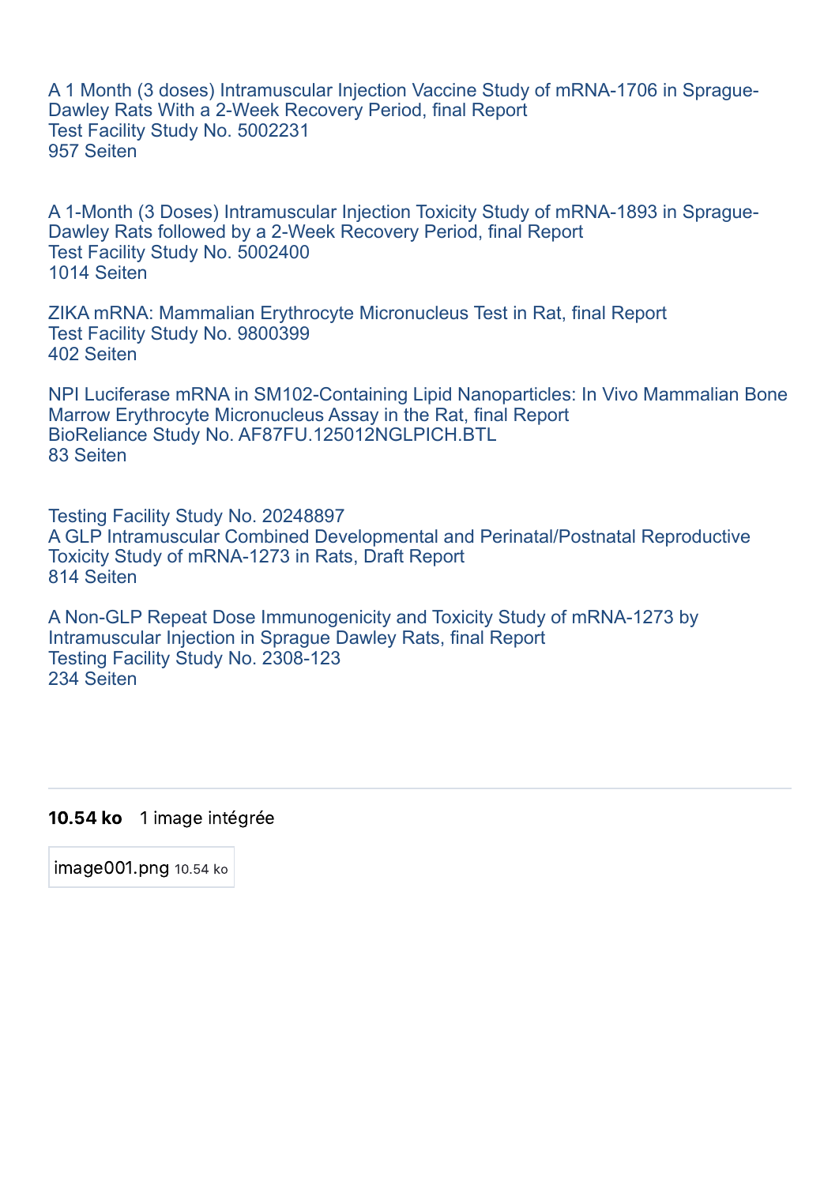A 1 Month (3 doses) Intramuscular Injection Vaccine Study of mRNA-1706 in Sprague-Dawley Rats With a 2-Week Recovery Period, final Report
Test Facility Study No. 5002231
957 Seiten

A 1-Month (3 Doses) Intramuscular Injection Toxicity Study of mRNA-1893 in Sprague-Dawley Rats followed by a 2-Week Recovery Period, final Report
Test Facility Study No. 5002400
1014 Seiten

ZIKA mRNA: Mammalian Erythrocyte Micronucleus Test in Rat, final Report
Test Facility Study No. 9800399
402 Seiten

NPI Luciferase mRNA in SM102-Containing Lipid Nanoparticles: In Vivo Mammalian Bone Marrow Erythrocyte Micronucleus Assay in the Rat, final Report
BioReliance Study No. AF87FU.125012NGLPICH.BTL
83 Seiten

Testing Facility Study No. 20248897
A GLP Intramuscular Combined Developmental and Perinatal/Postnatal Reproductive Toxicity Study of mRNA-1273 in Rats, Draft Report
814 Seiten

A Non-GLP Repeat Dose Immunogenicity and Toxicity Study of mRNA-1273 by Intramuscular Injection in Sprague Dawley Rats, final Report
Testing Facility Study No. 2308-123
234 Seiten

---

**10.54 ko** 1 image intégrée

image001.png 10.54 ko